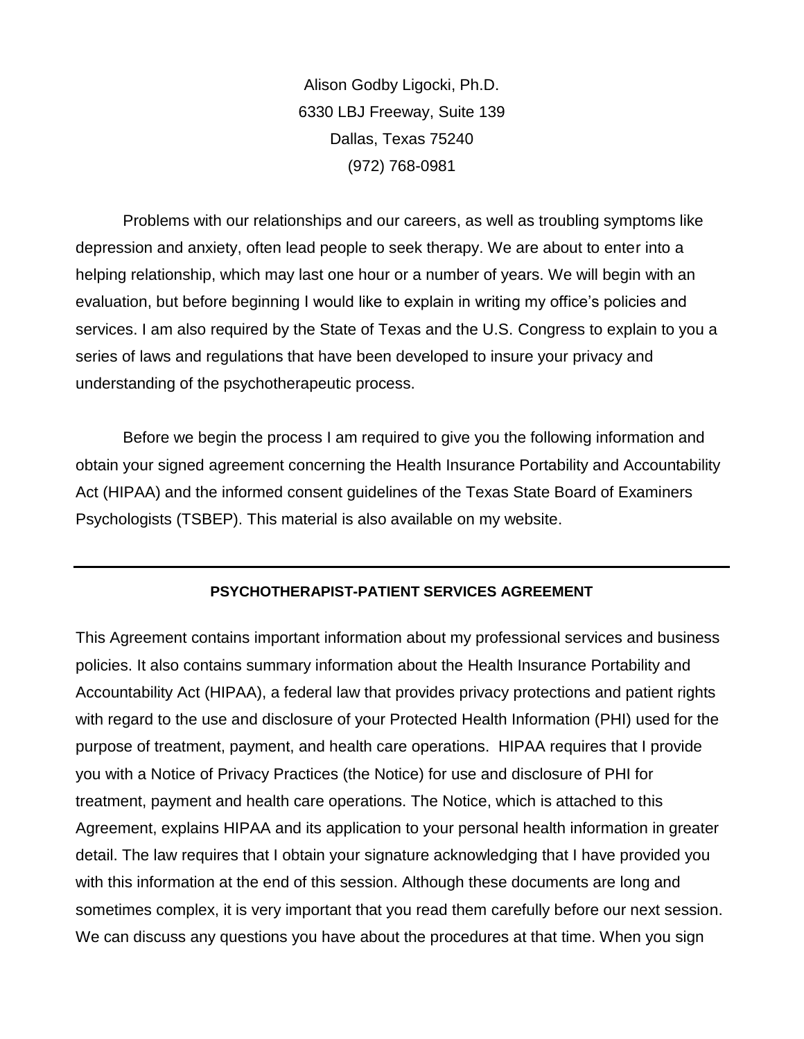Alison Godby Ligocki, Ph.D.
6330 LBJ Freeway, Suite 139
Dallas, Texas 75240
(972) 768-0981

Problems with our relationships and our careers, as well as troubling symptoms like depression and anxiety, often lead people to seek therapy. We are about to enter into a helping relationship, which may last one hour or a number of years. We will begin with an evaluation, but before beginning I would like to explain in writing my office's policies and services. I am also required by the State of Texas and the U.S. Congress to explain to you a series of laws and regulations that have been developed to insure your privacy and understanding of the psychotherapeutic process.

Before we begin the process I am required to give you the following information and obtain your signed agreement concerning the Health Insurance Portability and Accountability Act (HIPAA) and the informed consent guidelines of the Texas State Board of Examiners Psychologists (TSBEP). This material is also available on my website.

---

## PSYCHOTHERAPIST-PATIENT SERVICES AGREEMENT

This Agreement contains important information about my professional services and business policies. It also contains summary information about the Health Insurance Portability and Accountability Act (HIPAA), a federal law that provides privacy protections and patient rights with regard to the use and disclosure of your Protected Health Information (PHI) used for the purpose of treatment, payment, and health care operations. HIPAA requires that I provide you with a Notice of Privacy Practices (the Notice) for use and disclosure of PHI for treatment, payment and health care operations. The Notice, which is attached to this Agreement, explains HIPAA and its application to your personal health information in greater detail. The law requires that I obtain your signature acknowledging that I have provided you with this information at the end of this session. Although these documents are long and sometimes complex, it is very important that you read them carefully before our next session. We can discuss any questions you have about the procedures at that time. When you sign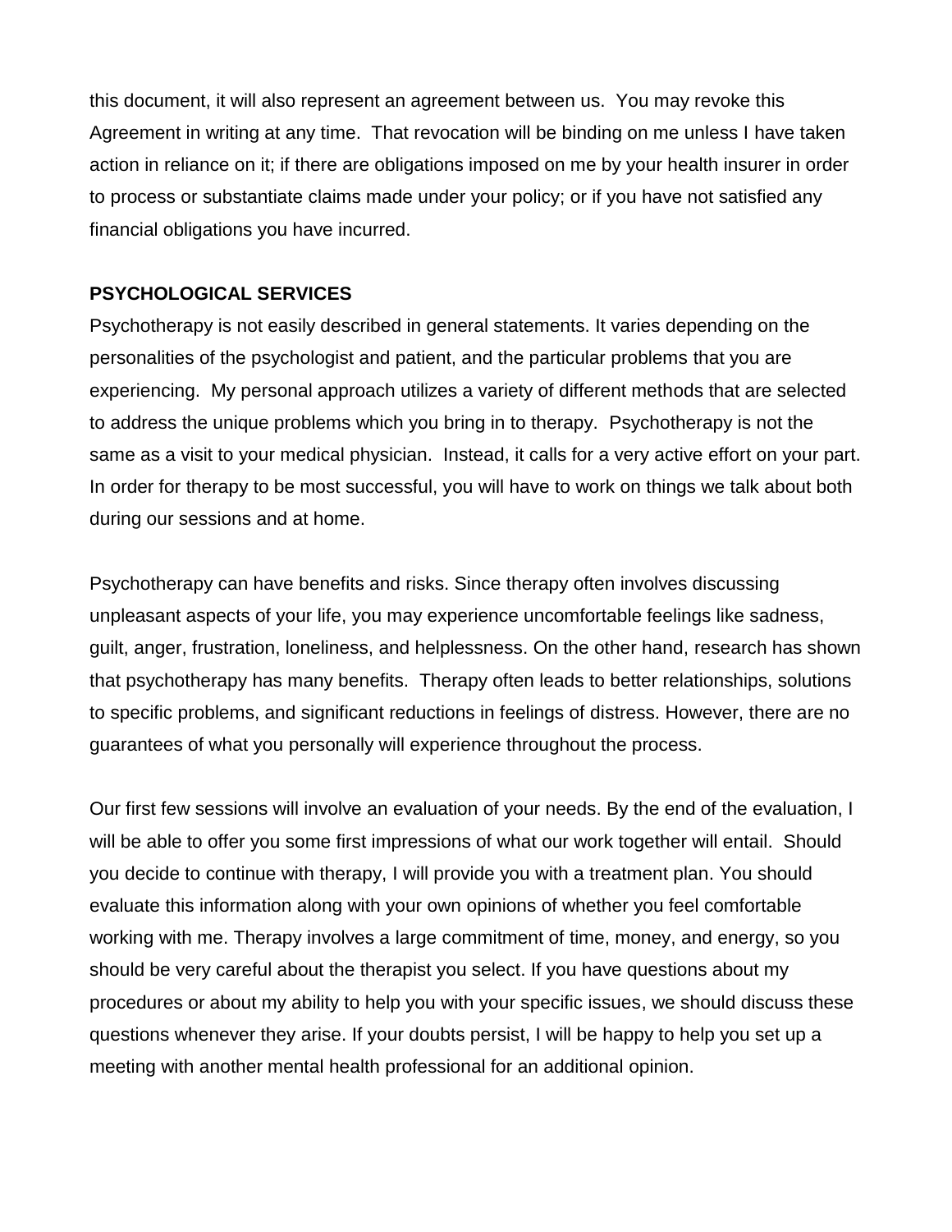this document, it will also represent an agreement between us. You may revoke this Agreement in writing at any time. That revocation will be binding on me unless I have taken action in reliance on it; if there are obligations imposed on me by your health insurer in order to process or substantiate claims made under your policy; or if you have not satisfied any financial obligations you have incurred.

**PSYCHOLOGICAL SERVICES**

Psychotherapy is not easily described in general statements. It varies depending on the personalities of the psychologist and patient, and the particular problems that you are experiencing. My personal approach utilizes a variety of different methods that are selected to address the unique problems which you bring in to therapy. Psychotherapy is not the same as a visit to your medical physician. Instead, it calls for a very active effort on your part. In order for therapy to be most successful, you will have to work on things we talk about both during our sessions and at home.

Psychotherapy can have benefits and risks. Since therapy often involves discussing unpleasant aspects of your life, you may experience uncomfortable feelings like sadness, guilt, anger, frustration, loneliness, and helplessness. On the other hand, research has shown that psychotherapy has many benefits. Therapy often leads to better relationships, solutions to specific problems, and significant reductions in feelings of distress. However, there are no guarantees of what you personally will experience throughout the process.

Our first few sessions will involve an evaluation of your needs. By the end of the evaluation, I will be able to offer you some first impressions of what our work together will entail. Should you decide to continue with therapy, I will provide you with a treatment plan. You should evaluate this information along with your own opinions of whether you feel comfortable working with me. Therapy involves a large commitment of time, money, and energy, so you should be very careful about the therapist you select. If you have questions about my procedures or about my ability to help you with your specific issues, we should discuss these questions whenever they arise. If your doubts persist, I will be happy to help you set up a meeting with another mental health professional for an additional opinion.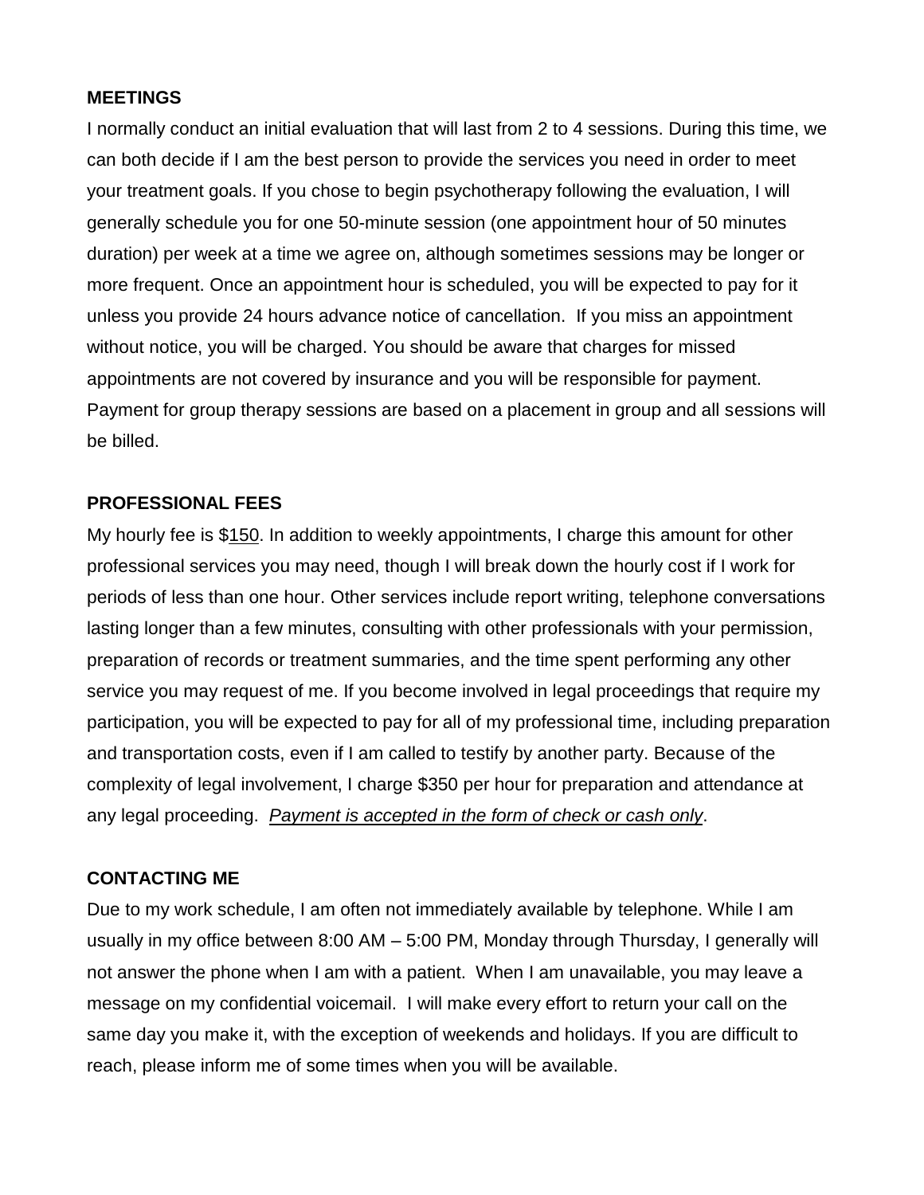**MEETINGS**

I normally conduct an initial evaluation that will last from 2 to 4 sessions. During this time, we can both decide if I am the best person to provide the services you need in order to meet your treatment goals. If you chose to begin psychotherapy following the evaluation, I will generally schedule you for one 50-minute session (one appointment hour of 50 minutes duration) per week at a time we agree on, although sometimes sessions may be longer or more frequent. Once an appointment hour is scheduled, you will be expected to pay for it unless you provide 24 hours advance notice of cancellation. If you miss an appointment without notice, you will be charged. You should be aware that charges for missed appointments are not covered by insurance and you will be responsible for payment. Payment for group therapy sessions are based on a placement in group and all sessions will be billed.

**PROFESSIONAL FEES**

My hourly fee is $150. In addition to weekly appointments, I charge this amount for other professional services you may need, though I will break down the hourly cost if I work for periods of less than one hour. Other services include report writing, telephone conversations lasting longer than a few minutes, consulting with other professionals with your permission, preparation of records or treatment summaries, and the time spent performing any other service you may request of me. If you become involved in legal proceedings that require my participation, you will be expected to pay for all of my professional time, including preparation and transportation costs, even if I am called to testify by another party. Because of the complexity of legal involvement, I charge $350 per hour for preparation and attendance at any legal proceeding. *Payment is accepted in the form of check or cash only*.

**CONTACTING ME**

Due to my work schedule, I am often not immediately available by telephone. While I am usually in my office between 8:00 AM – 5:00 PM, Monday through Thursday, I generally will not answer the phone when I am with a patient. When I am unavailable, you may leave a message on my confidential voicemail. I will make every effort to return your call on the same day you make it, with the exception of weekends and holidays. If you are difficult to reach, please inform me of some times when you will be available.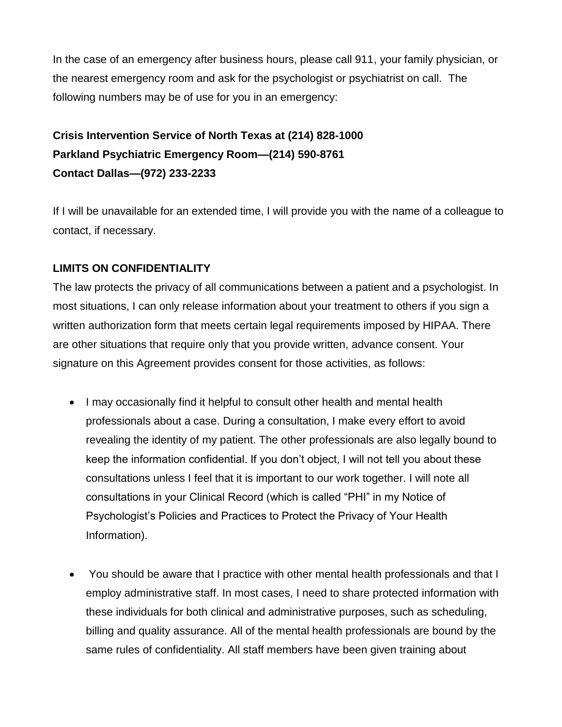In the case of an emergency after business hours, please call 911, your family physician, or the nearest emergency room and ask for the psychologist or psychiatrist on call. The following numbers may be of use for you in an emergency:

**Crisis Intervention Service of North Texas at (214) 828-1000**
**Parkland Psychiatric Emergency Room—(214) 590-8761**
**Contact Dallas—(972) 233-2233**

If I will be unavailable for an extended time, I will provide you with the name of a colleague to contact, if necessary.

**LIMITS ON CONFIDENTIALITY**

The law protects the privacy of all communications between a patient and a psychologist. In most situations, I can only release information about your treatment to others if you sign a written authorization form that meets certain legal requirements imposed by HIPAA. There are other situations that require only that you provide written, advance consent. Your signature on this Agreement provides consent for those activities, as follows:

- I may occasionally find it helpful to consult other health and mental health professionals about a case. During a consultation, I make every effort to avoid revealing the identity of my patient. The other professionals are also legally bound to keep the information confidential. If you don't object, I will not tell you about these consultations unless I feel that it is important to our work together. I will note all consultations in your Clinical Record (which is called "PHI" in my Notice of Psychologist's Policies and Practices to Protect the Privacy of Your Health Information).

- You should be aware that I practice with other mental health professionals and that I employ administrative staff. In most cases, I need to share protected information with these individuals for both clinical and administrative purposes, such as scheduling, billing and quality assurance. All of the mental health professionals are bound by the same rules of confidentiality. All staff members have been given training about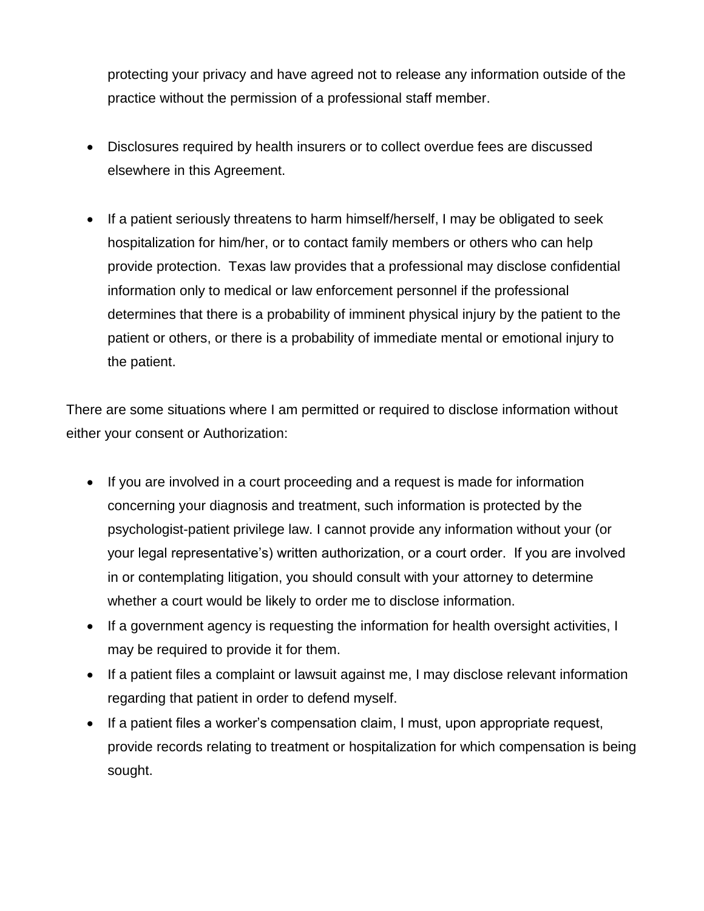protecting your privacy and have agreed not to release any information outside of the practice without the permission of a professional staff member.

- Disclosures required by health insurers or to collect overdue fees are discussed elsewhere in this Agreement.

- If a patient seriously threatens to harm himself/herself, I may be obligated to seek hospitalization for him/her, or to contact family members or others who can help provide protection. Texas law provides that a professional may disclose confidential information only to medical or law enforcement personnel if the professional determines that there is a probability of imminent physical injury by the patient to the patient or others, or there is a probability of immediate mental or emotional injury to the patient.

There are some situations where I am permitted or required to disclose information without either your consent or Authorization:

- If you are involved in a court proceeding and a request is made for information concerning your diagnosis and treatment, such information is protected by the psychologist-patient privilege law. I cannot provide any information without your (or your legal representative's) written authorization, or a court order. If you are involved in or contemplating litigation, you should consult with your attorney to determine whether a court would be likely to order me to disclose information.
- If a government agency is requesting the information for health oversight activities, I may be required to provide it for them.
- If a patient files a complaint or lawsuit against me, I may disclose relevant information regarding that patient in order to defend myself.
- If a patient files a worker's compensation claim, I must, upon appropriate request, provide records relating to treatment or hospitalization for which compensation is being sought.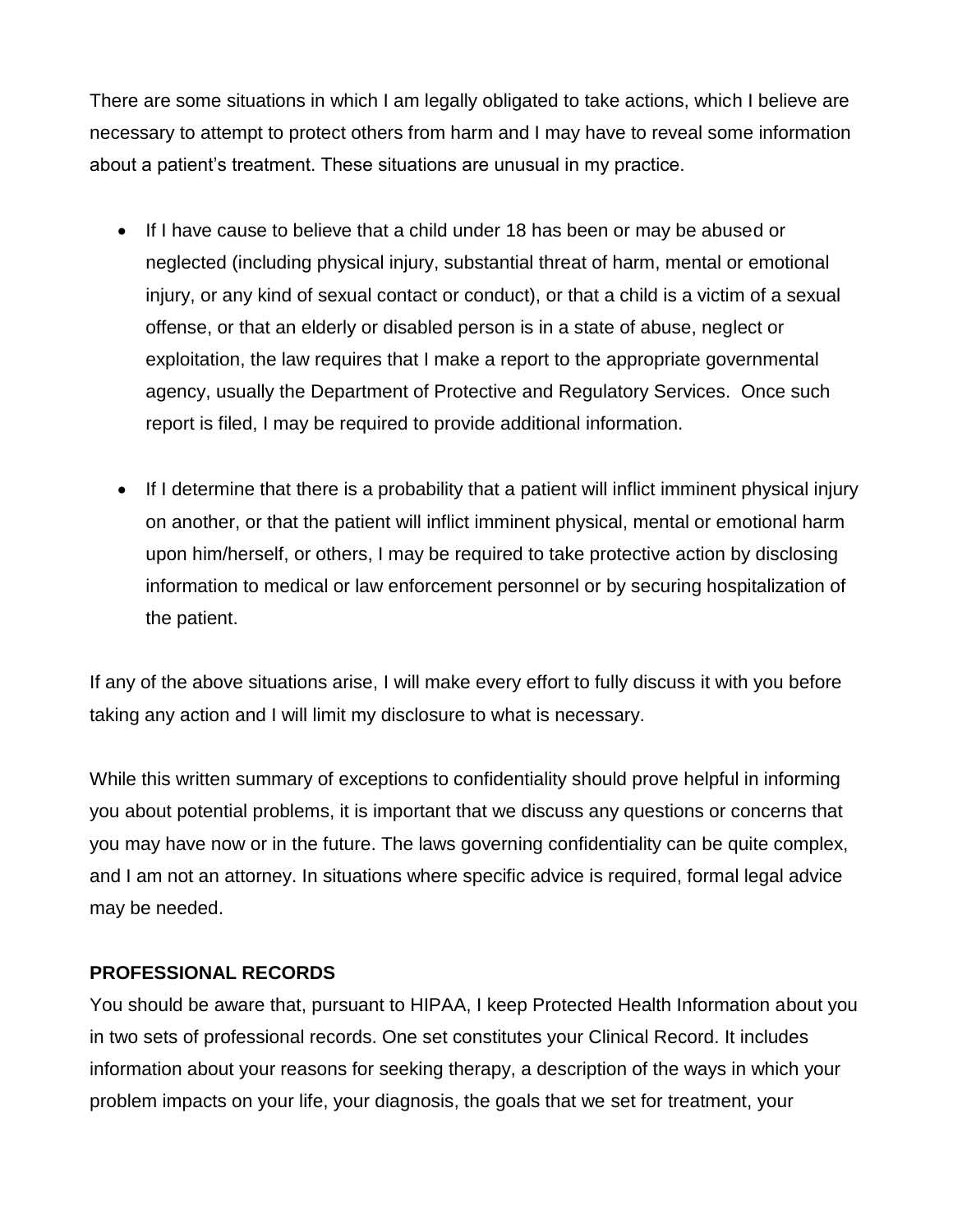There are some situations in which I am legally obligated to take actions, which I believe are necessary to attempt to protect others from harm and I may have to reveal some information about a patient's treatment. These situations are unusual in my practice.

- If I have cause to believe that a child under 18 has been or may be abused or neglected (including physical injury, substantial threat of harm, mental or emotional injury, or any kind of sexual contact or conduct), or that a child is a victim of a sexual offense, or that an elderly or disabled person is in a state of abuse, neglect or exploitation, the law requires that I make a report to the appropriate governmental agency, usually the Department of Protective and Regulatory Services. Once such report is filed, I may be required to provide additional information.

- If I determine that there is a probability that a patient will inflict imminent physical injury on another, or that the patient will inflict imminent physical, mental or emotional harm upon him/herself, or others, I may be required to take protective action by disclosing information to medical or law enforcement personnel or by securing hospitalization of the patient.

If any of the above situations arise, I will make every effort to fully discuss it with you before taking any action and I will limit my disclosure to what is necessary.

While this written summary of exceptions to confidentiality should prove helpful in informing you about potential problems, it is important that we discuss any questions or concerns that you may have now or in the future. The laws governing confidentiality can be quite complex, and I am not an attorney. In situations where specific advice is required, formal legal advice may be needed.

**PROFESSIONAL RECORDS**

You should be aware that, pursuant to HIPAA, I keep Protected Health Information about you in two sets of professional records. One set constitutes your Clinical Record. It includes information about your reasons for seeking therapy, a description of the ways in which your problem impacts on your life, your diagnosis, the goals that we set for treatment, your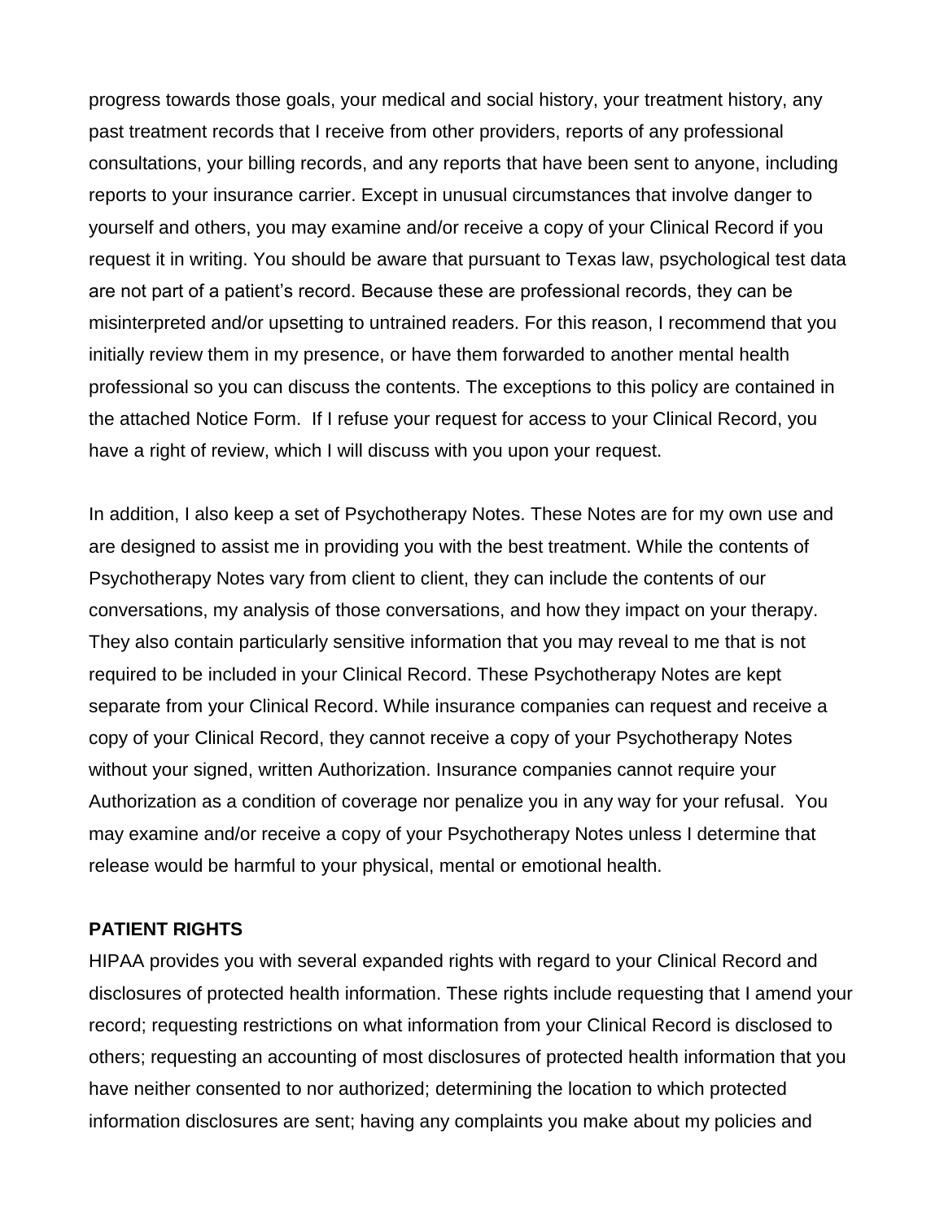progress towards those goals, your medical and social history, your treatment history, any past treatment records that I receive from other providers, reports of any professional consultations, your billing records, and any reports that have been sent to anyone, including reports to your insurance carrier. Except in unusual circumstances that involve danger to yourself and others, you may examine and/or receive a copy of your Clinical Record if you request it in writing. You should be aware that pursuant to Texas law, psychological test data are not part of a patient's record. Because these are professional records, they can be misinterpreted and/or upsetting to untrained readers. For this reason, I recommend that you initially review them in my presence, or have them forwarded to another mental health professional so you can discuss the contents. The exceptions to this policy are contained in the attached Notice Form. If I refuse your request for access to your Clinical Record, you have a right of review, which I will discuss with you upon your request.

In addition, I also keep a set of Psychotherapy Notes. These Notes are for my own use and are designed to assist me in providing you with the best treatment. While the contents of Psychotherapy Notes vary from client to client, they can include the contents of our conversations, my analysis of those conversations, and how they impact on your therapy. They also contain particularly sensitive information that you may reveal to me that is not required to be included in your Clinical Record. These Psychotherapy Notes are kept separate from your Clinical Record. While insurance companies can request and receive a copy of your Clinical Record, they cannot receive a copy of your Psychotherapy Notes without your signed, written Authorization. Insurance companies cannot require your Authorization as a condition of coverage nor penalize you in any way for your refusal. You may examine and/or receive a copy of your Psychotherapy Notes unless I determine that release would be harmful to your physical, mental or emotional health.

**PATIENT RIGHTS**

HIPAA provides you with several expanded rights with regard to your Clinical Record and disclosures of protected health information. These rights include requesting that I amend your record; requesting restrictions on what information from your Clinical Record is disclosed to others; requesting an accounting of most disclosures of protected health information that you have neither consented to nor authorized; determining the location to which protected information disclosures are sent; having any complaints you make about my policies and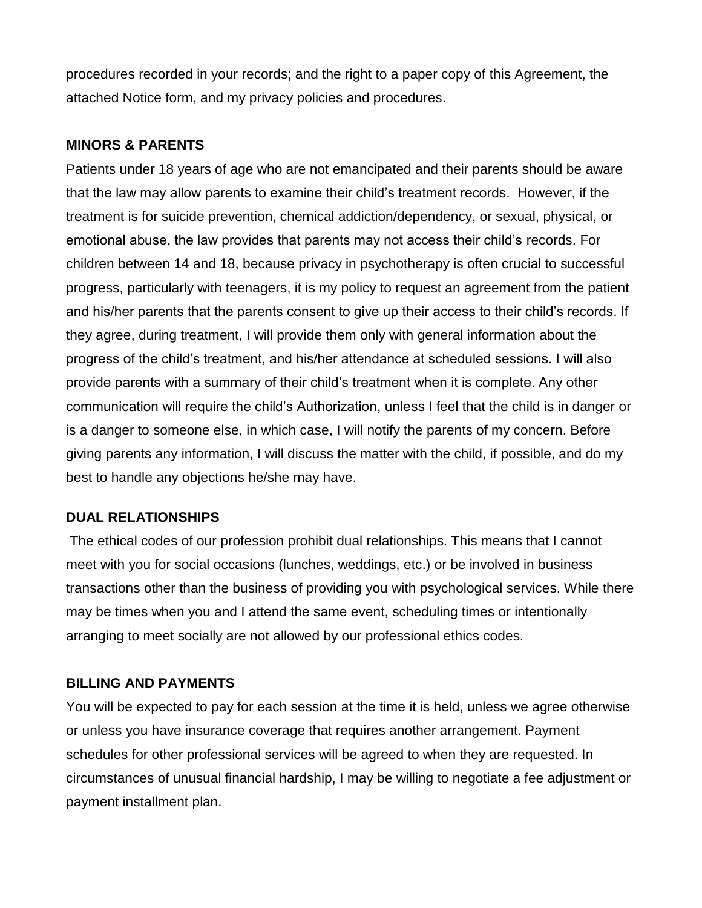procedures recorded in your records; and the right to a paper copy of this Agreement, the attached Notice form, and my privacy policies and procedures.

**MINORS & PARENTS**

Patients under 18 years of age who are not emancipated and their parents should be aware that the law may allow parents to examine their child's treatment records. However, if the treatment is for suicide prevention, chemical addiction/dependency, or sexual, physical, or emotional abuse, the law provides that parents may not access their child's records. For children between 14 and 18, because privacy in psychotherapy is often crucial to successful progress, particularly with teenagers, it is my policy to request an agreement from the patient and his/her parents that the parents consent to give up their access to their child's records. If they agree, during treatment, I will provide them only with general information about the progress of the child's treatment, and his/her attendance at scheduled sessions. I will also provide parents with a summary of their child's treatment when it is complete. Any other communication will require the child's Authorization, unless I feel that the child is in danger or is a danger to someone else, in which case, I will notify the parents of my concern. Before giving parents any information, I will discuss the matter with the child, if possible, and do my best to handle any objections he/she may have.

**DUAL RELATIONSHIPS**

The ethical codes of our profession prohibit dual relationships. This means that I cannot meet with you for social occasions (lunches, weddings, etc.) or be involved in business transactions other than the business of providing you with psychological services. While there may be times when you and I attend the same event, scheduling times or intentionally arranging to meet socially are not allowed by our professional ethics codes.

**BILLING AND PAYMENTS**

You will be expected to pay for each session at the time it is held, unless we agree otherwise or unless you have insurance coverage that requires another arrangement. Payment schedules for other professional services will be agreed to when they are requested. In circumstances of unusual financial hardship, I may be willing to negotiate a fee adjustment or payment installment plan.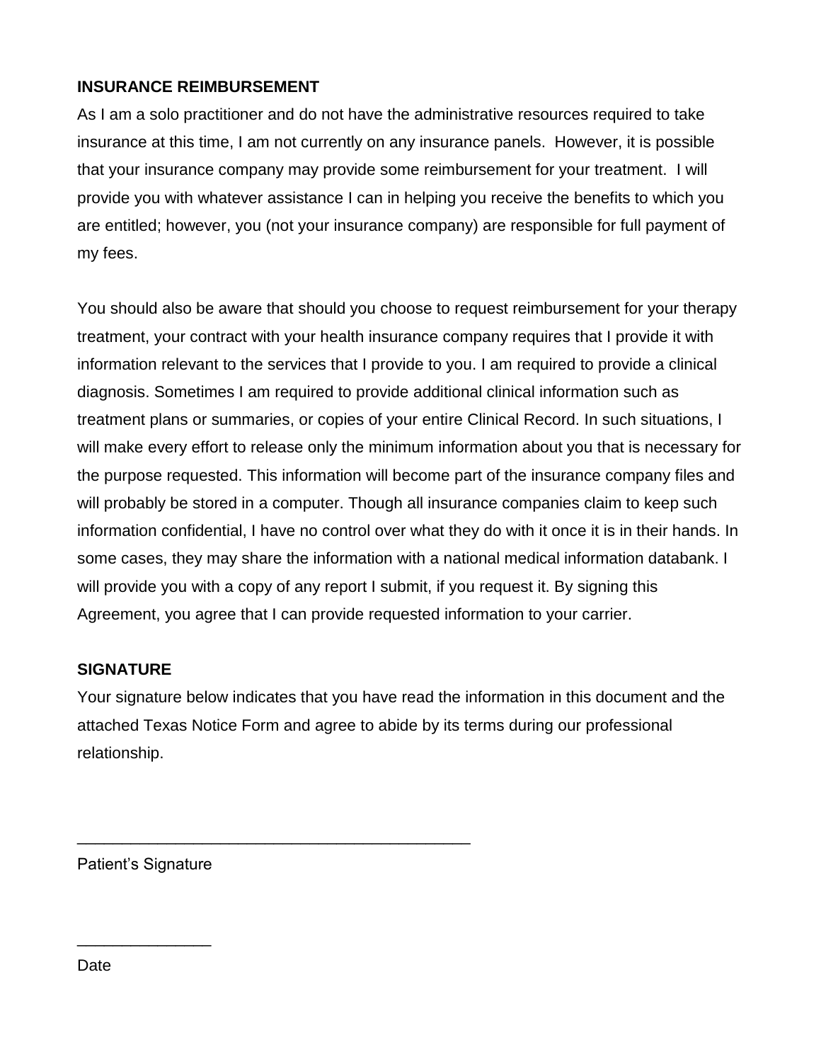**INSURANCE REIMBURSEMENT**

As I am a solo practitioner and do not have the administrative resources required to take insurance at this time, I am not currently on any insurance panels. However, it is possible that your insurance company may provide some reimbursement for your treatment. I will provide you with whatever assistance I can in helping you receive the benefits to which you are entitled; however, you (not your insurance company) are responsible for full payment of my fees.

You should also be aware that should you choose to request reimbursement for your therapy treatment, your contract with your health insurance company requires that I provide it with information relevant to the services that I provide to you. I am required to provide a clinical diagnosis. Sometimes I am required to provide additional clinical information such as treatment plans or summaries, or copies of your entire Clinical Record. In such situations, I will make every effort to release only the minimum information about you that is necessary for the purpose requested. This information will become part of the insurance company files and will probably be stored in a computer. Though all insurance companies claim to keep such information confidential, I have no control over what they do with it once it is in their hands. In some cases, they may share the information with a national medical information databank. I will provide you with a copy of any report I submit, if you request it. By signing this Agreement, you agree that I can provide requested information to your carrier.

**SIGNATURE**

Your signature below indicates that you have read the information in this document and the attached Texas Notice Form and agree to abide by its terms during our professional relationship.

_____________________________________________

Patient's Signature

_______________

Date